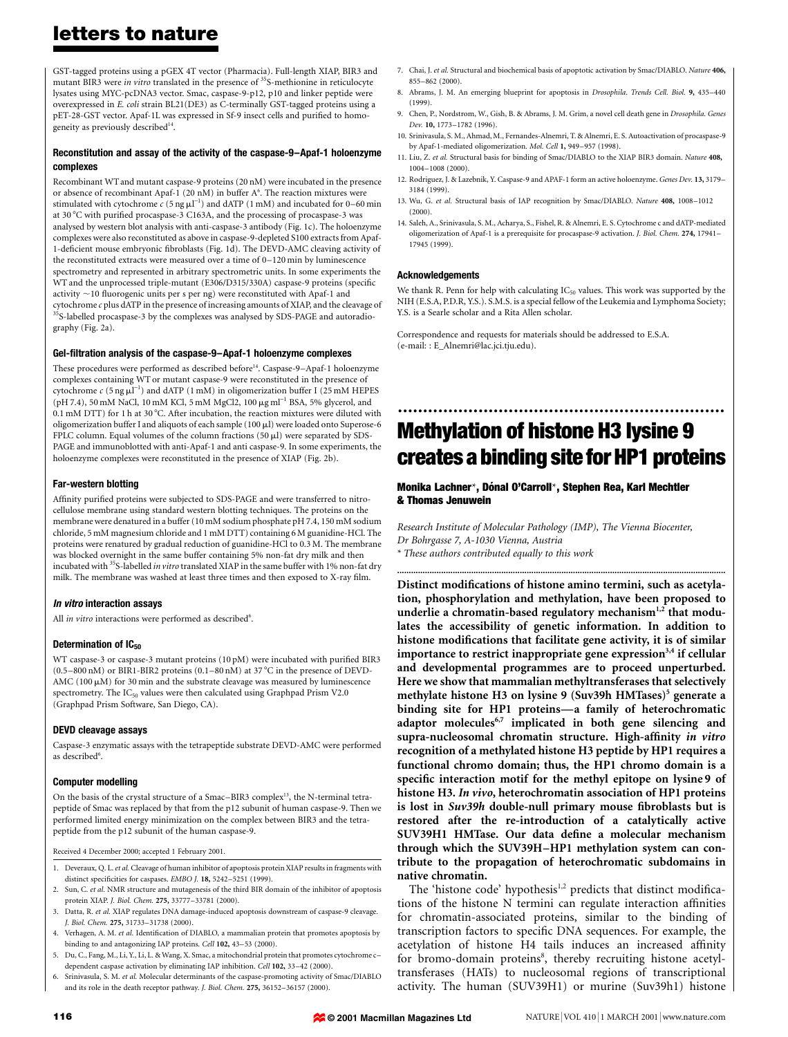GST-tagged proteins using a pGEX 4T vector (Pharmacia). Full-length XIAP, BIR3 and mutant BIR3 were *in vitro* translated in the presence of $^{35}$S-methionine in reticulocyte lysates using MYC-pcDNA3 vector. Smac, caspase-9-p12, p10 and linker peptide were overexpressed in *E. coli* strain BL21(DE3) as C-terminally GST-tagged proteins using a pET-28-GST vector. Apaf-1L was expressed in Sf-9 insect cells and purified to homogeneity as previously described[14].

#### Reconstitution and assay of the activity of the caspase-9–Apaf-1 holoenzyme complexes

Recombinant WT and mutant caspase-9 proteins (20 nM) were incubated in the presence or absence of recombinant Apaf-1 (20 nM) in buffer A[6]. The reaction mixtures were stimulated with cytochrome *c* (5 ng $\mu$l$^{-1}$) and dATP (1 mM) and incubated for 0–60 min at 30 °C with purified procaspase-3 C163A, and the processing of procaspase-3 was analysed by western blot analysis with anti-caspase-3 antibody (Fig. 1c). The holoenzyme complexes were also reconstituted as above in caspase-9-depleted S100 extracts from Apaf-1-deficient mouse embryonic fibroblasts (Fig. 1d). The DEVD-AMC cleaving activity of the reconstituted extracts were measured over a time of 0–120 min by luminescence spectrometry and represented in arbitrary spectrometric units. In some experiments the WT and the unprocessed triple-mutant (E306/D315/330A) caspase-9 proteins (specific activity ~10 fluorogenic units per s per ng) were reconstituted with Apaf-1 and cytochrome *c* plus dATP in the presence of increasing amounts of XIAP, and the cleavage of $^{35}$S-labelled procaspase-3 by the complexes was analysed by SDS-PAGE and autoradiography (Fig. 2a).

#### Gel-filtration analysis of the caspase-9–Apaf-1 holoenzyme complexes

These procedures were performed as described before[14]. Caspase-9–Apaf-1 holoenzyme complexes containing WT or mutant caspase-9 were reconstituted in the presence of cytochrome *c* (5 ng $\mu$l$^{-1}$) and dATP (1 mM) in oligomerization buffer I (25 mM HEPES (pH 7.4), 50 mM NaCl, 10 mM KCl, 5 mM MgCl2, 100 $\mu$g ml$^{-1}$ BSA, 5% glycerol, and 0.1 mM DTT) for 1 h at 30 °C. After incubation, the reaction mixtures were diluted with oligomerization buffer I and aliquots of each sample (100 $\mu$l) were loaded onto Superose-6 FPLC column. Equal volumes of the column fractions (50 $\mu$l) were separated by SDS-PAGE and immunoblotted with anti-Apaf-1 and anti caspase-9. In some experiments, the holoenzyme complexes were reconstituted in the presence of XIAP (Fig. 2b).

#### Far-western blotting

Affinity purified proteins were subjected to SDS-PAGE and were transferred to nitrocellulose membrane using standard western blotting techniques. The proteins on the membrane were denatured in a buffer (10 mM sodium phosphate pH 7.4, 150 mM sodium chloride, 5 mM magnesium chloride and 1 mM DTT) containing 6 M guanidine-HCl. The proteins were renatured by gradual reduction of guanidine-HCl to 0.3 M. The membrane was blocked overnight in the same buffer containing 5% non-fat dry milk and then incubated with $^{35}$S-labelled *in vitro* translated XIAP in the same buffer with 1% non-fat dry milk. The membrane was washed at least three times and then exposed to X-ray film.

#### *In vitro* interaction assays

All *in vitro* interactions were performed as described[6].

#### Determination of $IC_{50}$

WT caspase-3 or caspase-3 mutant proteins (10 pM) were incubated with purified BIR3 (0.5–800 nM) or BIR1-BIR2 proteins (0.1–80 nM) at 37 °C in the presence of DEVD-AMC (100 $\mu$M) for 30 min and the substrate cleavage was measured by luminescence spectrometry. The $IC_{50}$ values were then calculated using Graphpad Prism V2.0 (Graphpad Prism Software, San Diego, CA).

#### DEVD cleavage assays

Caspase-3 enzymatic assays with the tetrapeptide substrate DEVD-AMC were performed as described[6].

#### Computer modelling

On the basis of the crystal structure of a Smac–BIR3 complex[13], the N-terminal tetrapeptide of Smac was replaced by that from the p12 subunit of human caspase-9. Then we performed limited energy minimization on the complex between BIR3 and the tetrapeptide from the p12 subunit of the human caspase-9.

Received 4 December 2000; accepted 1 February 2001.

1. Deveraux, Q. L. *et al.* Cleavage of human inhibitor of apoptosis protein XIAP results in fragments with distinct specificities for caspases. *EMBO J.* **18,** 5242–5251 (1999).
2. Sun, C. *et al.* NMR structure and mutagenesis of the third BIR domain of the inhibitor of apoptosis protein XIAP. *J. Biol. Chem.* **275,** 33777–33781 (2000).
3. Datta, R. *et al.* XIAP regulates DNA damage-induced apoptosis downstream of caspase-9 cleavage. *J. Biol. Chem.* **275,** 31733–31738 (2000).
4. Verhagen, A. M. *et al.* Identification of DIABLO, a mammalian protein that promotes apoptosis by binding to and antagonizing IAP proteins. *Cell* **102,** 43–53 (2000).
5. Du, C., Fang, M., Li, Y., Li, L. & Wang, X. Smac, a mitochondrial protein that promotes cytochrome c–dependent caspase activation by eliminating IAP inhibition. *Cell* **102,** 33–42 (2000).
6. Srinivasula, S. M. *et al.* Molecular determinants of the caspase-promoting activity of Smac/DIABLO and its role in the death receptor pathway. *J. Biol. Chem.* **275,** 36152–36157 (2000).
7. Chai, J. *et al.* Structural and biochemical basis of apoptotic activation by Smac/DIABLO. *Nature* **406,** 855–862 (2000).
8. Abrams, J. M. An emerging blueprint for apoptosis in *Drosophila*. *Trends Cell. Biol.* **9,** 435–440 (1999).
9. Chen, P., Nordstrom, W., Gish, B. & Abrams, J. M. Grim, a novel cell death gene in *Drosophila*. *Genes Dev.* **10,** 1773–1782 (1996).
10. Srinivasula, S. M., Ahmad, M., Fernandes-Alnemri, T. & Alnemri, E. S. Autoactivation of procaspase-9 by Apaf-1-mediated oligomerization. *Mol. Cell* **1,** 949–957 (1998).
11. Liu, Z. *et al.* Structural basis for binding of Smac/DIABLO to the XIAP BIR3 domain. *Nature* **408,** 1004–1008 (2000).
12. Rodriguez, J. & Lazebnik, Y. Caspase-9 and APAF-1 form an active holoenzyme. *Genes Dev.* **13,** 3179–3184 (1999).
13. Wu, G. *et al.* Structural basis of IAP recognition by Smac/DIABLO. *Nature* **408,** 1008–1012 (2000).
14. Saleh, A., Srinivasula, S. M., Acharya, S., Fishel, R. & Alnemri, E. S. Cytochrome c and dATP-mediated oligomerization of Apaf-1 is a prerequisite for procaspase-9 activation. *J. Biol. Chem.* **274,** 17941–17945 (1999).

#### Acknowledgements

We thank R. Penn for help with calculating $IC_{50}$ values. This work was supported by the NIH (E.S.A, P.D.R, Y.S.). S.M.S. is a special fellow of the Leukemia and Lymphoma Society; Y.S. is a Searle scholar and a Rita Allen scholar.

Correspondence and requests for materials should be addressed to E.S.A. (e-mail: : E_Alnemri@lac.jci.tju.edu).

---

# Methylation of histone H3 lysine 9 creates a binding site for HP1 proteins

**Monika Lachner\*, Dónal O'Carroll\*, Stephen Rea, Karl Mechtler & Thomas Jenuwein**

*Research Institute of Molecular Pathology (IMP), The Vienna Biocenter, Dr Bohrgasse 7, A-1030 Vienna, Austria*

*\* These authors contributed equally to this work*

**Distinct modifications of histone amino termini, such as acetylation, phosphorylation and methylation, have been proposed to underlie a chromatin-based regulatory mechanism[1,2] that modulates the accessibility of genetic information. In addition to histone modifications that facilitate gene activity, it is of similar importance to restrict inappropriate gene expression[3,4] if cellular and developmental programmes are to proceed unperturbed. Here we show that mammalian methyltransferases that selectively methylate histone H3 on lysine 9 (Suv39h HMTases)[5] generate a binding site for HP1 proteins—a family of heterochromatic adaptor molecules[6,7] implicated in both gene silencing and supra-nucleosomal chromatin structure. High-affinity *in vitro* recognition of a methylated histone H3 peptide by HP1 requires a functional chromo domain; thus, the HP1 chromo domain is a specific interaction motif for the methyl epitope on lysine 9 of histone H3. *In vivo*, heterochromatin association of HP1 proteins is lost in *Suv39h* double-null primary mouse fibroblasts but is restored after the re-introduction of a catalytically active SUV39H1 HMTase. Our data define a molecular mechanism through which the SUV39H–HP1 methylation system can contribute to the propagation of heterochromatic subdomains in native chromatin.**

The 'histone code' hypothesis[1,2] predicts that distinct modifications of the histone N termini can regulate interaction affinities for chromatin-associated proteins, similar to the binding of transcription factors to specific DNA sequences. For example, the acetylation of histone H4 tails induces an increased affinity for bromo-domain proteins[8], thereby recruiting histone acetyltransferases (HATs) to nucleosomal regions of transcriptional activity. The human (SUV39H1) or murine (Suv39h1) histone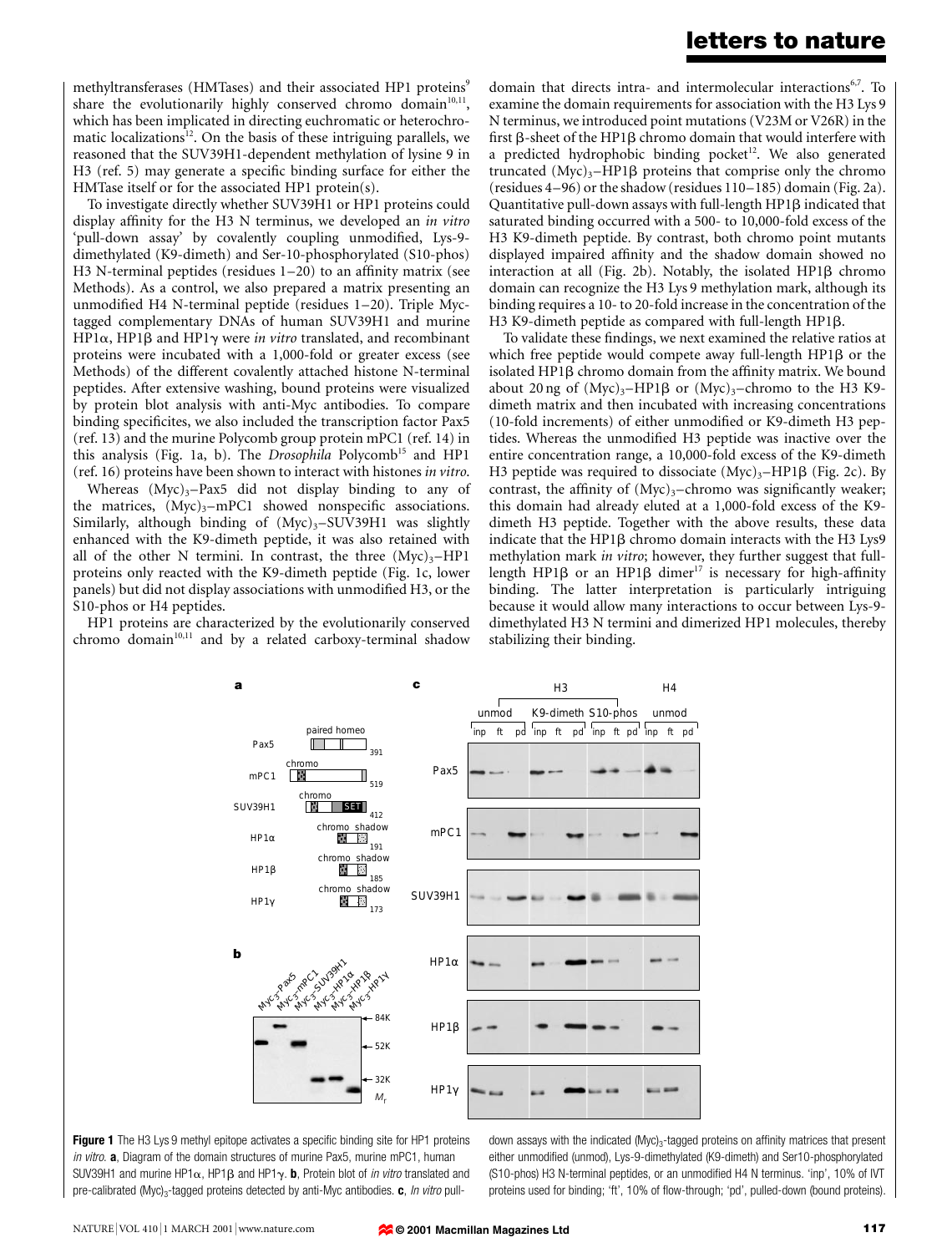methyltransferases (HMTases) and their associated HP1 proteins[9] share the evolutionarily highly conserved chromo domain[10,11], which has been implicated in directing euchromatic or heterochromatic localizations[12]. On the basis of these intriguing parallels, we reasoned that the SUV39H1-dependent methylation of lysine 9 in H3 (ref. 5) may generate a specific binding surface for either the HMTase itself or for the associated HP1 protein(s).

To investigate directly whether SUV39H1 or HP1 proteins could display affinity for the H3 N terminus, we developed an *in vitro* 'pull-down assay' by covalently coupling unmodified, Lys-9-dimethylated (K9-dimeth) and Ser-10-phosphorylated (S10-phos) H3 N-terminal peptides (residues 1–20) to an affinity matrix (see Methods). As a control, we also prepared a matrix presenting an unmodified H4 N-terminal peptide (residues 1–20). Triple Myc-tagged complementary DNAs of human SUV39H1 and murine HP1α, HP1β and HP1γ were *in vitro* translated, and recombinant proteins were incubated with a 1,000-fold or greater excess (see Methods) of the different covalently attached histone N-terminal peptides. After extensive washing, bound proteins were visualized by protein blot analysis with anti-Myc antibodies. To compare binding specificites, we also included the transcription factor Pax5 (ref. 13) and the murine Polycomb group protein mPC1 (ref. 14) in this analysis (Fig. 1a, b). The *Drosophila* Polycomb[15] and HP1 (ref. 16) proteins have been shown to interact with histones *in vitro*.

Whereas $(Myc)_3$–Pax5 did not display binding to any of the matrices, $(Myc)_3$–mPC1 showed nonspecific associations. Similarly, although binding of $(Myc)_3$–SUV39H1 was slightly enhanced with the K9-dimeth peptide, it was also retained with all of the other N termini. In contrast, the three $(Myc)_3$–HP1 proteins only reacted with the K9-dimeth peptide (Fig. 1c, lower panels) but did not display associations with unmodified H3, or the S10-phos or H4 peptides.

HP1 proteins are characterized by the evolutionarily conserved chromo domain[10,11] and by a related carboxy-terminal shadow domain that directs intra- and intermolecular interactions[6,7]. To examine the domain requirements for association with the H3 Lys 9 N terminus, we introduced point mutations (V23M or V26R) in the first β-sheet of the HP1β chromo domain that would interfere with a predicted hydrophobic binding pocket[12]. We also generated truncated $(Myc)_3$–HP1β proteins that comprise only the chromo (residues 4–96) or the shadow (residues 110–185) domain (Fig. 2a). Quantitative pull-down assays with full-length HP1β indicated that saturated binding occurred with a 500- to 10,000-fold excess of the H3 K9-dimeth peptide. By contrast, both chromo point mutants displayed impaired affinity and the shadow domain showed no interaction at all (Fig. 2b). Notably, the isolated HP1β chromo domain can recognize the H3 Lys 9 methylation mark, although its binding requires a 10- to 20-fold increase in the concentration of the H3 K9-dimeth peptide as compared with full-length HP1β.

To validate these findings, we next examined the relative ratios at which free peptide would compete away full-length HP1β or the isolated HP1β chromo domain from the affinity matrix. We bound about 20 ng of $(Myc)_3$–HP1β or $(Myc)_3$–chromo to the H3 K9-dimeth matrix and then incubated with increasing concentrations (10-fold increments) of either unmodified or K9-dimeth H3 peptides. Whereas the unmodified H3 peptide was inactive over the entire concentration range, a 10,000-fold excess of the K9-dimeth H3 peptide was required to dissociate $(Myc)_3$–HP1β (Fig. 2c). By contrast, the affinity of $(Myc)_3$–chromo was significantly weaker; this domain had already eluted at a 1,000-fold excess of the K9-dimeth H3 peptide. Together with the above results, these data indicate that the HP1β chromo domain interacts with the H3 Lys9 methylation mark *in vitro*; however, they further suggest that full-length HP1β or an HP1β dimer[17] is necessary for high-affinity binding. The latter interpretation is particularly intriguing because it would allow many interactions to occur between Lys-9-dimethylated H3 N termini and dimerized HP1 molecules, thereby stabilizing their binding.

**Figure 1** The H3 Lys 9 methyl epitope activates a specific binding site for HP1 proteins *in vitro*. **a**, Diagram of the domain structures of murine Pax5, murine mPC1, human SUV39H1 and murine HP1α, HP1β and HP1γ. **b**, Protein blot of *in vitro* translated and pre-calibrated $(Myc)_3$-tagged proteins detected by anti-Myc antibodies. **c**, *In vitro* pull-down assays with the indicated $(Myc)_3$-tagged proteins on affinity matrices that present either unmodified (unmod), Lys-9-dimethylated (K9-dimeth) and Ser10-phosphorylated (S10-phos) H3 N-terminal peptides, or an unmodified H4 N terminus. 'inp', 10% of IVT proteins used for binding; 'ft', 10% of flow-through; 'pd', pulled-down (bound proteins).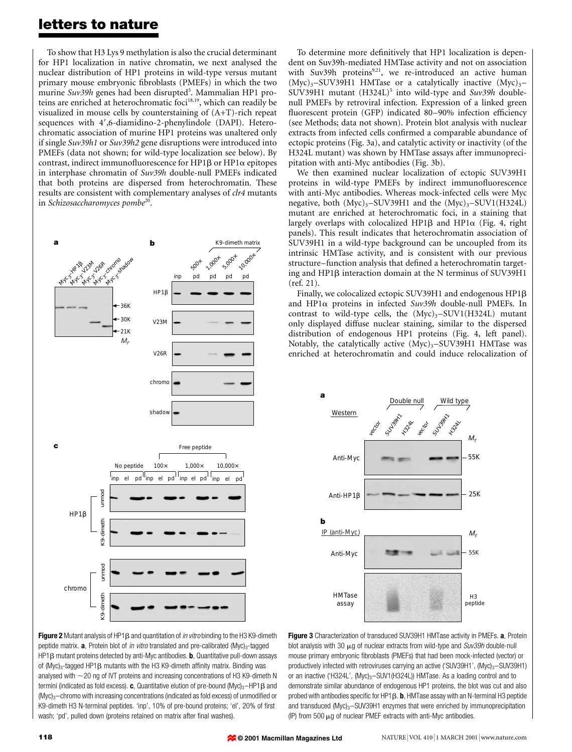To show that H3 Lys 9 methylation is also the crucial determinant for HP1 localization in native chromatin, we next analysed the nuclear distribution of HP1 proteins in wild-type versus mutant primary mouse embryonic fibroblasts (PMEFs) in which the two murine *Suv39h* genes had been disrupted[5]. Mammalian HP1 proteins are enriched at heterochromatic foci[18,19], which can readily be visualized in mouse cells by counterstaining of (A+T)-rich repeat sequences with 4′,6-diamidino-2-phenylindole (DAPI). Heterochromatic association of murine HP1 proteins was unaltered only if single *Suv39h1* or *Suv39h2* gene disruptions were introduced into PMEFs (data not shown; for wild-type localization see below). By contrast, indirect immunofluorescence for HP1β or HP1α epitopes in interphase chromatin of *Suv39h* double-null PMEFs indicated that both proteins are dispersed from heterochromatin. These results are consistent with complementary analyses of *clr4* mutants in *Schizosaccharomyces pombe*[20].

**Figure 2** Mutant analysis of HP1β and quantitation of *in vitro* binding to the H3 K9-dimeth peptide matrix. **a**, Protein blot of *in vitro* translated and pre-calibrated $(Myc)_3$-tagged HP1β mutant proteins detected by anti-Myc antibodies. **b**, Quantitative pull-down assays of $(Myc)_3$-tagged HP1β mutants with the H3 K9-dimeth affinity matrix. Binding was analysed with ~20 ng of IVT proteins and increasing concentrations of H3 K9-dimeth N termini (indicated as fold excess). **c**, Quantitative elution of pre-bound $(Myc)_3$–HP1β and $(Myc)_3$–chromo with increasing concentrations (indicated as fold excess) of unmodified or K9-dimeth H3 N-terminal peptides. 'inp', 10% of pre-bound proteins; 'el', 20% of first wash; 'pd', pulled down (proteins retained on matrix after final washes).

To determine more definitively that HP1 localization is dependent on Suv39h-mediated HMTase activity and not on association with Suv39h proteins[9,21], we re-introduced an active human $(Myc)_3$–SUV39H1 HMTase or a catalytically inactive $(Myc)_3$–SUV39H1 mutant (H324L)[5] into wild-type and *Suv39h* double-null PMEFs by retroviral infection. Expression of a linked green fluorescent protein (GFP) indicated 80–90% infection efficiency (see Methods; data not shown). Protein blot analysis with nuclear extracts from infected cells confirmed a comparable abundance of ectopic proteins (Fig. 3a), and catalytic activity or inactivity (of the H324L mutant) was shown by HMTase assays after immunoprecipitation with anti-Myc antibodies (Fig. 3b).

We then examined nuclear localization of ectopic SUV39H1 proteins in wild-type PMEFs by indirect immunofluorescence with anti-Myc antibodies. Whereas mock-infected cells were Myc negative, both $(Myc)_3$–SUV39H1 and the $(Myc)_3$–SUV1(H324L) mutant are enriched at heterochromatic foci, in a staining that largely overlaps with colocalized HP1β and HP1α (Fig. 4, right panels). This result indicates that heterochromatin association of SUV39H1 in a wild-type background can be uncoupled from its intrinsic HMTase activity, and is consistent with our previous structure–function analysis that defined a heterochromatin targeting and HP1β interaction domain at the N terminus of SUV39H1 (ref. 21).

Finally, we colocalized ectopic SUV39H1 and endogenous HP1β and HP1α proteins in infected *Suv39h* double-null PMEFs. In contrast to wild-type cells, the $(Myc)_3$–SUV1(H324L) mutant only displayed diffuse nuclear staining, similar to the dispersed distribution of endogenous HP1 proteins (Fig. 4, left panel). Notably, the catalytically active $(Myc)_3$–SUV39H1 HMTase was enriched at heterochromatin and could induce relocalization of

**Figure 3** Characterization of transduced SUV39H1 HMTase activity in PMEFs. **a**, Protein blot analysis with 30 μg of nuclear extracts from wild-type and *Suv39h* double-null mouse primary embryonic fibroblasts (PMEFs) that had been mock-infected (vector) or productively infected with retroviruses carrying an active ('SUV39H1', $(Myc)_3$–SUV39H1) or an inactive ('H324L', $(Myc)_3$–SUV1(H324L)) HMTase. As a loading control and to demonstrate similar abundance of endogenous HP1 proteins, the blot was cut and also probed with antibodies specific for HP1β. **b**, HMTase assay with an N-terminal H3 peptide and transduced $(Myc)_3$–SUV39H1 enzymes that were enriched by immunoprecipitation (IP) from 500 μg of nuclear PMEF extracts with anti-Myc antibodies.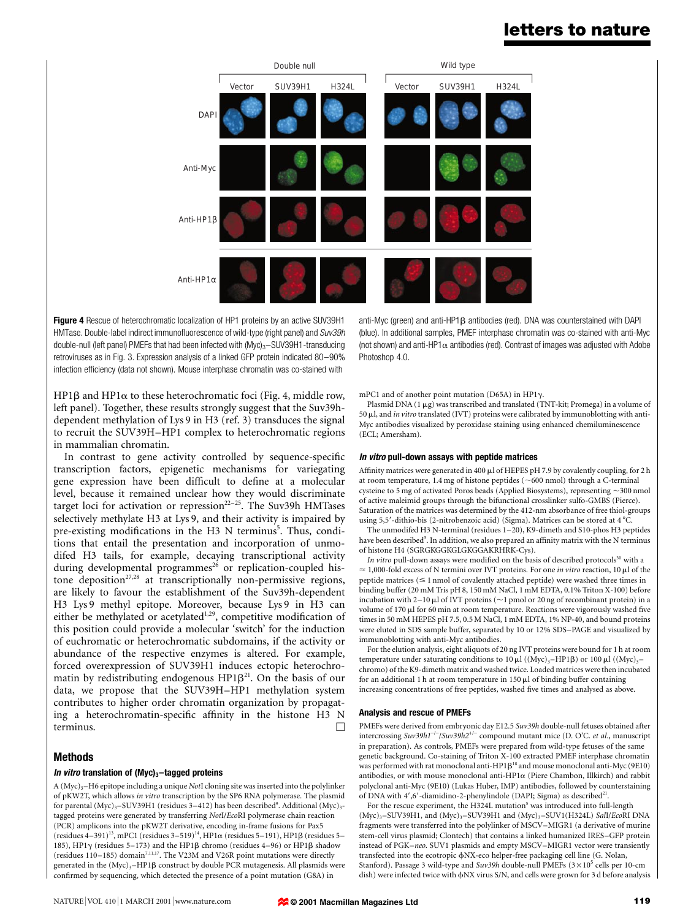**Figure 4** Rescue of heterochromatic localization of HP1 proteins by an active SUV39H1 HMTase. Double-label indirect immunofluorescence of wild-type (right panel) and *Suv39h* double-null (left panel) PMEFs that had been infected with $(Myc)_3$–SUV39H1-transducing retroviruses as in Fig. 3. Expression analysis of a linked GFP protein indicated 80–90% infection efficiency (data not shown). Mouse interphase chromatin was co-stained with anti-Myc (green) and anti-HP1β antibodies (red). DNA was counterstained with DAPI (blue). In additional samples, PMEF interphase chromatin was co-stained with anti-Myc (not shown) and anti-HP1α antibodies (red). Contrast of images was adjusted with Adobe Photoshop 4.0.

HP1β and HP1α to these heterochromatic foci (Fig. 4, middle row, left panel). Together, these results strongly suggest that the Suv39h-dependent methylation of Lys 9 in H3 (ref. 3) transduces the signal to recruit the SUV39H–HP1 complex to heterochromatic regions in mammalian chromatin.

In contrast to gene activity controlled by sequence-specific transcription factors, epigenetic mechanisms for variegating gene expression have been difficult to define at a molecular level, because it remained unclear how they would discriminate target loci for activation or repression[22–25]. The Suv39h HMTases selectively methylate H3 at Lys 9, and their activity is impaired by pre-existing modifications in the H3 N terminus[5]. Thus, conditions that entail the presentation and incorporation of unmodifed H3 tails, for example, decaying transcriptional activity during developmental programmes[26] or replication-coupled histone deposition[27,28] at transcriptionally non-permissive regions, are likely to favour the establishment of the Suv39h-dependent H3 Lys 9 methyl epitope. Moreover, because Lys 9 in H3 can either be methylated or acetylated[1,29], competitive modification of this position could provide a molecular 'switch' for the induction of euchromatic or heterochromatic subdomains, if the activity or abundance of the respective enzymes is altered. For example, forced overexpression of SUV39H1 induces ectopic heterochromatin by redistributing endogenous HP1β[21]. On the basis of our data, we propose that the SUV39H–HP1 methylation system contributes to higher order chromatin organization by propagating a heterochromatin-specific affinity in the histone H3 N terminus. □

## Methods

### *In vitro* translation of $(Myc)_3$–tagged proteins

A $(Myc)_3$–H6 epitope including a unique *Not*I cloning site was inserted into the polylinker of pKW2T, which allows *in vitro* transcription by the SP6 RNA polymerase. The plasmid for parental $(Myc)_3$–SUV39H1 (residues 3–412) has been described[9]. Additional $(Myc)_3$-tagged proteins were generated by transferring *Not*I/*Eco*RI polymerase chain reaction (PCR) amplicons into the pKW2T derivative, encoding in-frame fusions for Pax5 (residues 4–391)[13], mPC1 (residues 3–519)[14], HP1α (residues 5–191), HP1β (residues 5–185), HP1γ (residues 5–173) and the HP1β chromo (residues 4–96) or HP1β shadow (residues 110–185) domain[7,11,17]. The V23M and V26R point mutations were directly generated in the $(Myc)_3$–HP1β construct by double PCR mutagenesis. All plasmids were confirmed by sequencing, which detected the presence of a point mutation (G8A) in mPC1 and of another point mutation (D65A) in HP1γ.

Plasmid DNA (1 μg) was transcribed and translated (TNT-kit; Promega) in a volume of 50 μl, and *in vitro* translated (IVT) proteins were calibrated by immunoblotting with anti-Myc antibodies visualized by peroxidase staining using enhanced chemiluminescence (ECL; Amersham).

### *In vitro* pull-down assays with peptide matrices

Affinity matrices were generated in 400 μl of HEPES pH 7.9 by covalently coupling, for 2 h at room temperature, 1.4 mg of histone peptides (~600 nmol) through a C-terminal cysteine to 5 mg of activated Poros beads (Applied Biosystems), representing ~300 nmol of active maleimid groups through the bifunctional crosslinker sulfo-GMBS (Pierce). Saturation of the matrices was determined by the 412-nm absorbance of free thiol-groups using 5,5′-dithio-bis (2-nitrobenzoic acid) (Sigma). Matrices can be stored at 4 °C.

The unmodified H3 N-terminal (residues 1–20), K9-dimeth and S10-phos H3 peptides have been described[5]. In addition, we also prepared an affinity matrix with the N terminus of histone H4 (SGRGKGGKGLGKGGAKRHRK-Cys).

*In vitro* pull-down assays were modified on the basis of described protocols[30] with a ≈ 1,000-fold excess of N termini over IVT proteins. For one *in vitro* reaction, 10 μl of the peptide matrices (≤ 1 nmol of covalently attached peptide) were washed three times in binding buffer (20 mM Tris pH 8, 150 mM NaCl, 1 mM EDTA, 0.1% Triton X-100) before incubation with 2–10 μl of IVT proteins (~1 pmol or 20 ng of recombinant protein) in a volume of 170 μl for 60 min at room temperature. Reactions were vigorously washed five times in 50 mM HEPES pH 7.5, 0.5 M NaCl, 1 mM EDTA, 1% NP-40, and bound proteins were eluted in SDS sample buffer, separated by 10 or 12% SDS–PAGE and visualized by immunoblotting with anti-Myc antibodies.

For the elution analysis, eight aliquots of 20 ng IVT proteins were bound for 1 h at room temperature under saturating conditions to 10 μl ($(Myc)_3$–HP1β) or 100 μl ($(Myc)_3$–chromo) of the K9-dimeth matrix and washed twice. Loaded matrices were then incubated for an additional 1 h at room temperature in 150 μl of binding buffer containing increasing concentrations of free peptides, washed five times and analysed as above.

### Analysis and rescue of PMEFs

PMEFs were derived from embryonic day E12.5 *Suv39h* double-null fetuses obtained after intercrossing *Suv39h1*$^{-/-}$/*Suv39h2*$^{+/-}$ compound mutant mice (D. O'C. *et al.*, manuscript in preparation). As controls, PMEFs were prepared from wild-type fetuses of the same genetic background. Co-staining of Triton X-100 extracted PMEF interphase chromatin was performed with rat monoclonal anti-HP1β[18] and mouse monoclonal anti-Myc (9E10) antibodies, or with mouse monoclonal anti-HP1α (Piere Chambon, Illkirch) and rabbit polyclonal anti-Myc (9E10) (Lukas Huber, IMP) antibodies, followed by counterstaining of DNA with 4′,6′-diamidino-2-phenylindole (DAPI; Sigma) as described[21].

For the rescue experiment, the H324L mutation[5] was introduced into full-length $(Myc)_3$–SUV39H1, and $(Myc)_3$–SUV39H1 and $(Myc)_3$–SUV1(H324L) *Sal*I/*Eco*RI DNA fragments were transferred into the polylinker of MSCV–MIGR1 (a derivative of murine stem-cell virus plasmid; Clontech) that contains a linked humanized IRES–GFP protein instead of PGK–*neo*. SUV1 plasmids and empty MSCV–MIGR1 vector were transiently transfected into the ecotropic ϕNX-eco helper-free packaging cell line (G. Nolan, Stanford). Passage 3 wild-type and *Suv39h* double-null PMEFs ($3 \times 10^5$ cells per 10-cm dish) were infected twice with ϕNX virus S/N, and cells were grown for 3 d before analysis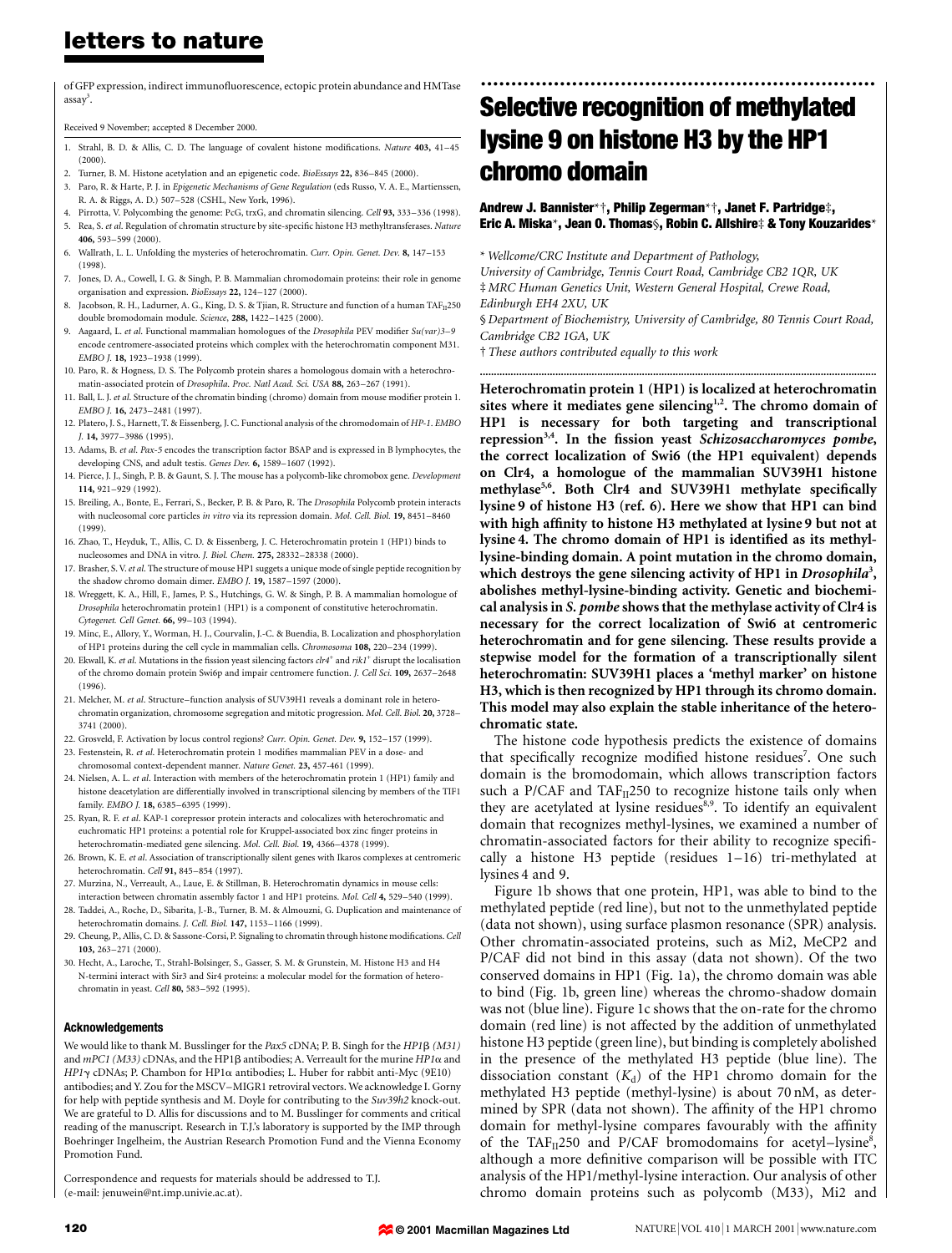of GFP expression, indirect immunofluorescence, ectopic protein abundance and HMTase assay[5].

Received 9 November; accepted 8 December 2000.

1. Strahl, B. D. & Allis, C. D. The language of covalent histone modifications. *Nature* **403,** 41–45 (2000).
2. Turner, B. M. Histone acetylation and an epigenetic code. *BioEssays* **22,** 836–845 (2000).
3. Paro, R. & Harte, P. J. in *Epigenetic Mechanisms of Gene Regulation* (eds Russo, V. A. E., Martienssen, R. A. & Riggs, A. D.) 507–528 (CSHL, New York, 1996).
4. Pirrotta, V. Polycombing the genome: PcG, trxG, and chromatin silencing. *Cell* **93,** 333–336 (1998).
5. Rea, S. *et al*. Regulation of chromatin structure by site-specific histone H3 methyltransferases. *Nature* **406,** 593–599 (2000).
6. Wallrath, L. L. Unfolding the mysteries of heterochromatin. *Curr. Opin. Genet. Dev.* **8,** 147–153 (1998).
7. Jones, D. A., Cowell, I. G. & Singh, P. B. Mammalian chromodomain proteins: their role in genome organisation and expression. *BioEssays* **22,** 124–127 (2000).
8. Jacobson, R. H., Ladurner, A. G., King, D. S. & Tjian, R. Structure and function of a human $TAF_{II}250$ double bromodomain module. *Science*, **288,** 1422–1425 (2000).
9. Aagaard, L. *et al*. Functional mammalian homologues of the *Drosophila* PEV modifier *Su(var)3–9* encode centromere-associated proteins which complex with the heterochromatin component M31. *EMBO J.* **18,** 1923–1938 (1999).
10. Paro, R. & Hogness, D. S. The Polycomb protein shares a homologous domain with a heterochromatin-associated protein of *Drosophila*. *Proc. Natl Acad. Sci. USA* **88,** 263–267 (1991).
11. Ball, L. J. *et al*. Structure of the chromatin binding (chromo) domain from mouse modifier protein 1. *EMBO J.* **16,** 2473–2481 (1997).
12. Platero, J. S., Harnett, T. & Eissenberg, J. C. Functional analysis of the chromodomain of *HP-1*. *EMBO J.* **14,** 3977–3986 (1995).
13. Adams, B. *et al*. *Pax-5* encodes the transcription factor BSAP and is expressed in B lymphocytes, the developing CNS, and adult testis. *Genes Dev.* **6,** 1589–1607 (1992).
14. Pierce, J. J., Singh, P. B. & Gaunt, S. J. The mouse has a polycomb-like chromobox gene. *Development* **114,** 921–929 (1992).
15. Breiling, A., Bonte, E., Ferrari, S., Becker, P. B. & Paro, R. The *Drosophila* Polycomb protein interacts with nucleosomal core particles *in vitro* via its repression domain. *Mol. Cell. Biol.* **19,** 8451–8460 (1999).
16. Zhao, T., Heyduk, T., Allis, C. D. & Eissenberg, J. C. Heterochromatin protein 1 (HP1) binds to nucleosomes and DNA in vitro. *J. Biol. Chem.* **275,** 28332–28338 (2000).
17. Brasher, S. V. *et al*. The structure of mouse HP1 suggests a unique mode of single peptide recognition by the shadow chromo domain dimer. *EMBO J.* **19,** 1587–1597 (2000).
18. Wreggett, K. A., Hill, F., James, P. S., Hutchings, G. W. & Singh, P. B. A mammalian homologue of *Drosophila* heterochromatin protein1 (HP1) is a component of constitutive heterochromatin. *Cytogenet. Cell Genet.* **66,** 99–103 (1994).
19. Minc, E., Allory, Y., Worman, H. J., Courvalin, J.-C. & Buendia, B. Localization and phosphorylation of HP1 proteins during the cell cycle in mammalian cells. *Chromosoma* **108,** 220–234 (1999).
20. Ekwall, K. *et al*. Mutations in the fission yeast silencing factors $clr4^+$ and $rik1^+$ disrupt the localisation of the chromo domain protein Swi6p and impair centromere function. *J. Cell Sci.* **109,** 2637–2648 (1996).
21. Melcher, M. *et al*. Structure–function analysis of SUV39H1 reveals a dominant role in heterochromatin organization, chromosome segregation and mitotic progression. *Mol. Cell. Biol.* **20,** 3728–3741 (2000).
22. Grosveld, F. Activation by locus control regions? *Curr. Opin. Genet. Dev.* **9,** 152–157 (1999).
23. Festenstein, R. *et al*. Heterochromatin protein 1 modifies mammalian PEV in a dose- and chromosomal context-dependent manner. *Nature Genet.* **23,** 457-461 (1999).
24. Nielsen, A. L. *et al*. Interaction with members of the heterochromatin protein 1 (HP1) family and histone deacetylation are differentially involved in transcriptional silencing by members of the TIF1 family. *EMBO J.* **18,** 6385–6395 (1999).
25. Ryan, R. F. *et al*. KAP-1 corepressor protein interacts and colocalizes with heterochromatic and euchromatic HP1 proteins: a potential role for Kruppel-associated box zinc finger proteins in heterochromatin-mediated gene silencing. *Mol. Cell. Biol.* **19,** 4366–4378 (1999).
26. Brown, K. E. *et al*. Association of transcriptionally silent genes with Ikaros complexes at centromeric heterochromatin. *Cell* **91,** 845–854 (1997).
27. Murzina, N., Verreault, A., Laue, E. & Stillman, B. Heterochromatin dynamics in mouse cells: interaction between chromatin assembly factor 1 and HP1 proteins. *Mol. Cell* **4,** 529–540 (1999).
28. Taddei, A., Roche, D., Sibarita, J.-B., Turner, B. M. & Almouzni, G. Duplication and maintenance of heterochromatin domains. *J. Cell. Biol.* **147,** 1153–1166 (1999).
29. Cheung, P., Allis, C. D. & Sassone-Corsi, P. Signaling to chromatin through histone modifications. *Cell* **103,** 263–271 (2000).
30. Hecht, A., Laroche, T., Strahl-Bolsinger, S., Gasser, S. M. & Grunstein, M. Histone H3 and H4 N-termini interact with Sir3 and Sir4 proteins: a molecular model for the formation of heterochromatin in yeast. *Cell* **80,** 583–592 (1995).

### Acknowledgements

We would like to thank M. Busslinger for the *Pax5* cDNA; P. B. Singh for the *HP1β (M31)* and *mPC1 (M33)* cDNAs, and the HP1β antibodies; A. Verreault for the murine *HP1α* and *HP1γ* cDNAs; P. Chambon for HP1α antibodies; L. Huber for rabbit anti-Myc (9E10) antibodies; and Y. Zou for the MSCV–MIGR1 retroviral vectors. We acknowledge I. Gorny for help with peptide synthesis and M. Doyle for contributing to the *Suv39h2* knock-out. We are grateful to D. Allis for discussions and to M. Busslinger for comments and critical reading of the manuscript. Research in T.J.'s laboratory is supported by the IMP through Boehringer Ingelheim, the Austrian Research Promotion Fund and the Vienna Economy Promotion Fund.

Correspondence and requests for materials should be addressed to T.J. (e-mail: jenuwein@nt.imp.univie.ac.at).

# Selective recognition of methylated lysine 9 on histone H3 by the HP1 chromo domain

**Andrew J. Bannister*†, Philip Zegerman*†, Janet F. Partridge‡, Eric A. Miska*, Jean O. Thomas§, Robin C. Allshire‡ & Tony Kouzarides***

\* *Wellcome/CRC Institute and Department of Pathology, University of Cambridge, Tennis Court Road, Cambridge CB2 1QR, UK*
‡ *MRC Human Genetics Unit, Western General Hospital, Crewe Road, Edinburgh EH4 2XU, UK*
§ *Department of Biochemistry, University of Cambridge, 80 Tennis Court Road, Cambridge CB2 1GA, UK*
† *These authors contributed equally to this work*

**Heterochromatin protein 1 (HP1) is localized at heterochromatin sites where it mediates gene silencing[1,2]. The chromo domain of HP1 is necessary for both targeting and transcriptional repression[3,4]. In the fission yeast *Schizosaccharomyces pombe*, the correct localization of Swi6 (the HP1 equivalent) depends on Clr4, a homologue of the mammalian SUV39H1 histone methylase[5,6]. Both Clr4 and SUV39H1 methylate specifically lysine 9 of histone H3 (ref. 6). Here we show that HP1 can bind with high affinity to histone H3 methylated at lysine 9 but not at lysine 4. The chromo domain of HP1 is identified as its methyl-lysine-binding domain. A point mutation in the chromo domain, which destroys the gene silencing activity of HP1 in *Drosophila*[3], abolishes methyl-lysine-binding activity. Genetic and biochemical analysis in *S. pombe* shows that the methylase activity of Clr4 is necessary for the correct localization of Swi6 at centromeric heterochromatin and for gene silencing. These results provide a stepwise model for the formation of a transcriptionally silent heterochromatin: SUV39H1 places a 'methyl marker' on histone H3, which is then recognized by HP1 through its chromo domain. This model may also explain the stable inheritance of the heterochromatic state.**

The histone code hypothesis predicts the existence of domains that specifically recognize modified histone residues[7]. One such domain is the bromodomain, which allows transcription factors such a P/CAF and $TAF_{II}250$ to recognize histone tails only when they are acetylated at lysine residues[8,9]. To identify an equivalent domain that recognizes methyl-lysines, we examined a number of chromatin-associated factors for their ability to recognize specifically a histone H3 peptide (residues 1–16) tri-methylated at lysines 4 and 9.

Figure 1b shows that one protein, HP1, was able to bind to the methylated peptide (red line), but not to the unmethylated peptide (data not shown), using surface plasmon resonance (SPR) analysis. Other chromatin-associated proteins, such as Mi2, MeCP2 and P/CAF did not bind in this assay (data not shown). Of the two conserved domains in HP1 (Fig. 1a), the chromo domain was able to bind (Fig. 1b, green line) whereas the chromo-shadow domain was not (blue line). Figure 1c shows that the on-rate for the chromo domain (red line) is not affected by the addition of unmethylated histone H3 peptide (green line), but binding is completely abolished in the presence of the methylated H3 peptide (blue line). The dissociation constant ($K_d$) of the HP1 chromo domain for the methylated H3 peptide (methyl-lysine) is about 70 nM, as determined by SPR (data not shown). The affinity of the HP1 chromo domain for methyl-lysine compares favourably with the affinity of the $TAF_{II}250$ and P/CAF bromodomains for acetyl–lysine[8], although a more definitive comparison will be possible with ITC analysis of the HP1/methyl-lysine interaction. Our analysis of other chromo domain proteins such as polycomb (M33), Mi2 and